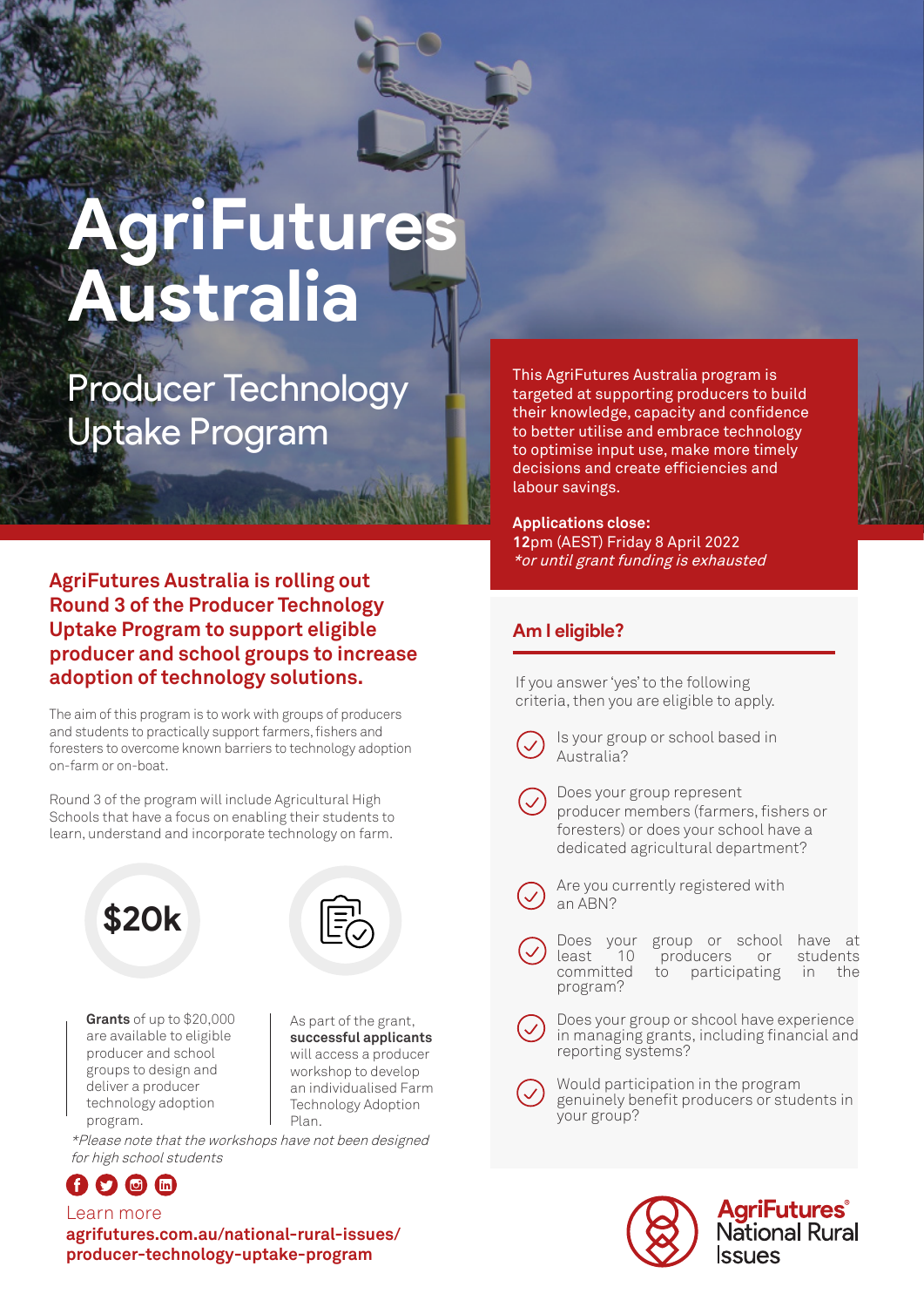# AgriFutures Australia

## Producer Technology Uptake Program

This AgriFutures Australia program is targeted at supporting producers to build their knowledge, capacity and confidence to better utilise and embrace technology to optimise input use, make more timely decisions and create efficiencies and labour savings.

**Applications close:**
**12**pm (AEST) Friday 8 April 2022
*\*or until grant funding is exhausted*

**AgriFutures Australia is rolling out Round 3 of the Producer Technology Uptake Program to support eligible producer and school groups to increase adoption of technology solutions.**

The aim of this program is to work with groups of producers and students to practically support farmers, fishers and foresters to overcome known barriers to technology adoption on-farm or on-boat.

Round 3 of the program will include Agricultural High Schools that have a focus on enabling their students to learn, understand and incorporate technology on farm.

**$20k**

**Grants** of up to $20,000 are available to eligible producer and school groups to design and deliver a producer technology adoption program.

As part of the grant, **successful applicants** will access a producer workshop to develop an individualised Farm Technology Adoption Plan.

*\*Please note that the workshops have not been designed for high school students*

## Am I eligible?

If you answer 'yes' to the following criteria, then you are eligible to apply.

- Is your group or school based in Australia?
- Does your group represent producer members (farmers, fishers or foresters) or does your school have a dedicated agricultural department?
- Are you currently registered with an ABN?
- Does your group or school have at least 10 producers or students committed to participating in the program?
- Does your group or shcool have experience in managing grants, including financial and reporting systems?
- Would participation in the program genuinely benefit producers or students in your group?

Learn more
**agrifutures.com.au/national-rural-issues/producer-technology-uptake-program**

AgriFutures® National Rural Issues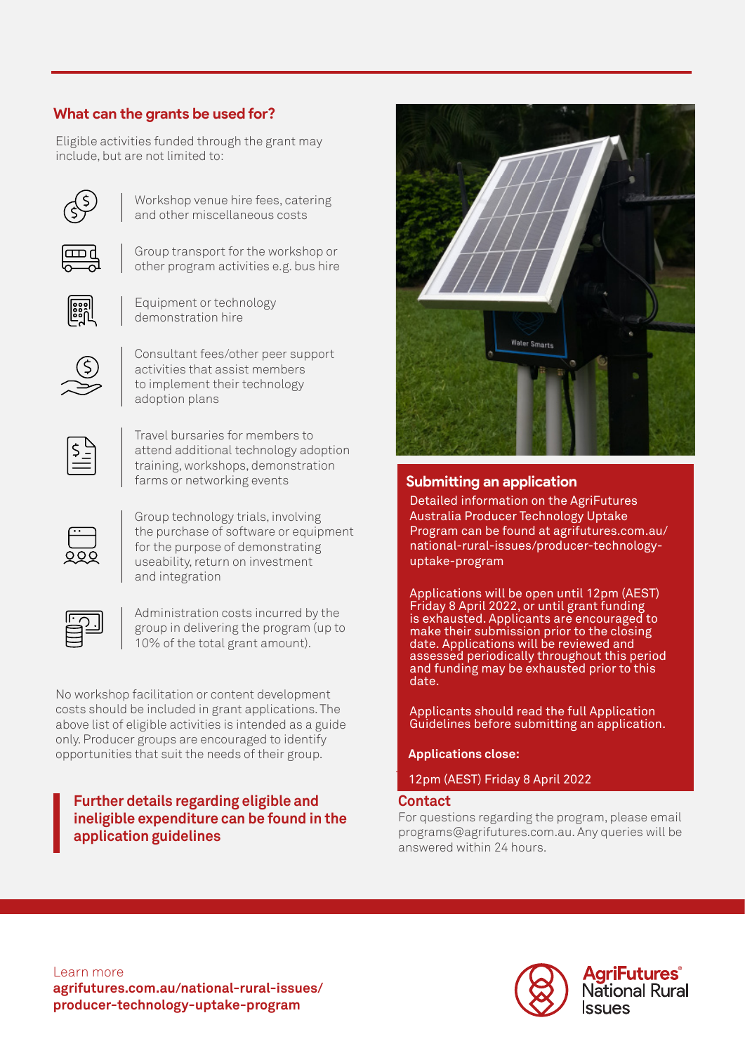## What can the grants be used for?

Eligible activities funded through the grant may include, but are not limited to:

- Workshop venue hire fees, catering and other miscellaneous costs
- Group transport for the workshop or other program activities e.g. bus hire
- Equipment or technology demonstration hire
- Consultant fees/other peer support activities that assist members to implement their technology adoption plans
- Travel bursaries for members to attend additional technology adoption training, workshops, demonstration farms or networking events
- Group technology trials, involving the purchase of software or equipment for the purpose of demonstrating useability, return on investment and integration
- Administration costs incurred by the group in delivering the program (up to 10% of the total grant amount).

No workshop facilitation or content development costs should be included in grant applications. The above list of eligible activities is intended as a guide only. Producer groups are encouraged to identify opportunities that suit the needs of their group.

**Further details regarding eligible and ineligible expenditure can be found in the application guidelines**

## Submitting an application

Detailed information on the AgriFutures Australia Producer Technology Uptake Program can be found at agrifutures.com.au/national-rural-issues/producer-technology-uptake-program

Applications will be open until 12pm (AEST) Friday 8 April 2022, or until grant funding is exhausted. Applicants are encouraged to make their submission prior to the closing date. Applications will be reviewed and assessed periodically throughout this period and funding may be exhausted prior to this date.

Applicants should read the full Application Guidelines before submitting an application.

**Applications close:**

12pm (AEST) Friday 8 April 2022

## Contact

For questions regarding the program, please email programs@agrifutures.com.au. Any queries will be answered within 24 hours.

Learn more
**agrifutures.com.au/national-rural-issues/producer-technology-uptake-program**

AgriFutures® National Rural Issues